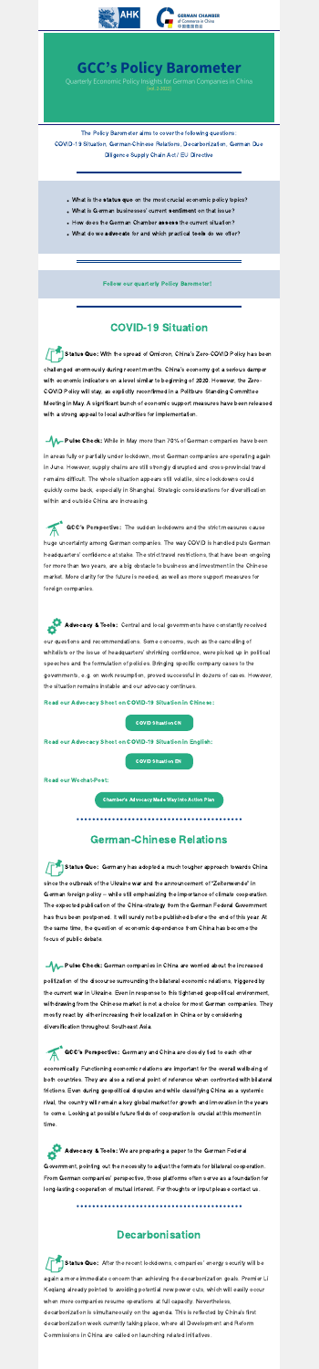# GCC's Policy Barometer

Quarterly Economic Policy Insights for German Companies in China

(vol. 2 2022)

The Policy Barometer aims to cover the following questions: COVID-19 Situation, German-Chinese Relations, Decarbonization, German Due Diligence Supply Chain Act / EU Directive

- What is the **status quo** on the most crucial economic policy topics?
- What is German businesses' current **sentiment** on that issue?
- How does the German Chamber **assess** the current situation?
- What do we **advocate** for and which practical tools do we offer?

**Follow our quarterly Policy Barometer!**

## COVID-19 Situation

**Status Quo:** With the spread of Omicron, China's Zero-COVID Policy has been challenged enormously during recent months. China's economy got a serious damper with economic indicators on a level similar to beginning of 2020. However, the Zero-COVID Policy will stay, as explicitly reconfirmed in a Politburo Standing Committee Meeting in May. A significant bunch of economic support measures have been released with a strong appeal to local authorities for implementation.

**Pulse Check:** While in May more than 70% of German companies have been in areas fully or partially under lockdown, most German companies are operating again in June. However, supply chains are still strongly disrupted and cross-provincial travel remains difficult. The whole situation appears still volatile, since lockdowns could quickly come back, especially in Shanghai. Strategic considerations for diversification within and outside China are increasing.

**GCC's Perspective:** The sudden lockdowns and the strict measures cause huge uncertainty among German companies. The way COVID is handled puts German headquarters' confidence at stake. The strict travel restrictions, that have been ongoing for more than two years, are a big obstacle to business and investment in the Chinese market. More clarity for the future is needed, as well as more support measures for foreign companies.

**Advocacy & Tools:** Central and local governments have constantly received our questions and recommendations. Some concerns, such as the cancelling of whitelists or the issue of headquarters' shrinking confidence, were picked up in political speeches and the formulation of policies. Bringing specific company cases to the governments, e.g. on work resumption, proved successful in dozens of cases. However, the situation remains instable and our advocacy continues.

Read our Advocacy Sheet on COVID-19 Situation in Chinese:

COVID Situation CN

Read our Advocacy Sheet on COVID-19 Situation in English:

COVID Situation EN

Read our Wechat-Post:

Chamber's Advocacy Made Way into Action Plan

## German-Chinese Relations

**Status Quo:** Germany has adopted a much tougher approach towards China since the outbreak of the Ukraine war and the announcement of "Zeitenwende" in German foreign policy – while still emphasizing the importance of climate cooperation. The expected publication of the China-strategy from the German Federal Government has thus been postponed. It will surely not be published before the end of this year. At the same time, the question of economic dependence from China has become the focus of public debate.

**Pulse Check:** German companies in China are worried about the increased politization of the discourse surrounding the bilateral economic relations, triggered by the current war in Ukraine. Even in response to this tightened geopolitical environment, withdrawing from the Chinese market is not a choice for most German companies. They mostly react by either increasing their localization in China or by considering diversification throughout Southeast Asia.

**GCC's Perspective:** Germany and China are closely tied to each other economically. Functioning economic relations are important for the overall wellbeing of both countries. They are also a national point of reference when confronted with bilateral frictions. Even during geopolitical disputes and while classifying China as a systemic rival, the country will remain a key global market for growth and innovation in the years to come. Looking at possible future fields of cooperation is crucial at this moment in time.

**Advocacy & Tools:** We are preparing a paper to the German Federal Government, pointing out the necessity to adjust the formats for bilateral cooperation. From German companies' perspective, these platforms often serve as a foundation for long-lasting cooperation of mutual interest. For thoughts or input please contact us.

## Decarbonisation

**Status Quo:** After the recent lockdowns, companies' energy security will be again a more immediate concern than achieving the decarbonization goals. Premier Li Keqiang already pointed to avoiding potential new power cuts, which will easily occur when more companies resume operations at full capacity. Nevertheless, decarbonization is simultaneously on the agenda. This is reflected by China's first decarbonization week currently taking place, where all Development and Reform Commissions in China are called on launching related initiatives.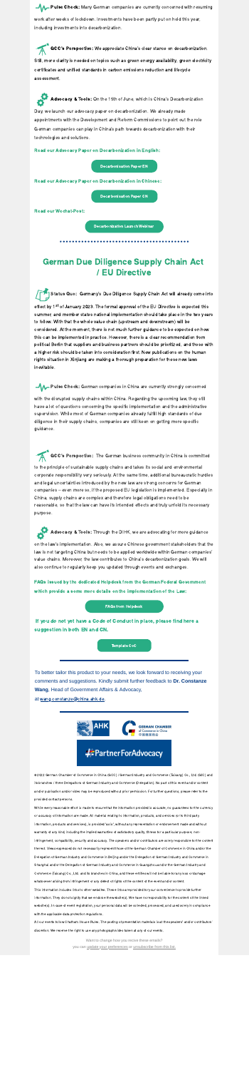**Pulse Check:** Many German companies are currently concerned with resuming work after weeks of lockdown. Investments have been partly put on hold this year, including investments into decarbonization.

**GCC's Perspective:** We appreciate China's clear stance on decarbonization. Still, more clarity is needed on topics such as green energy availability, green electricity certificates and unified standards in carbon emissions reduction and lifecycle assessment.

**Advocacy & Tools:** On the 15th of June, which is China's Decarbonization Day, we launch our advocacy paper on decarbonization. We already made appointments with the Development and Reform Commissions to point out the role German companies can play in China's path towards decarbonization with their technologies and solutions.

Read our Advocacy Paper on Decarbonization in English:

Decarbonization Paper EN

Read our Advocacy Paper on Decarbonization in Chinese:

Decarbonization Paper CN

Read our Wechat-Post:

Decarbonization Launch Webinar

## German Due Diligence Supply Chain Act / EU Directive

**Status Quo:** Germany's Due Diligence Supply Chain Act will already come into effect by 1st of January 2023. The formal approval of the EU Directive is expected this summer, and member states national implementation should take place in the two years to follow. With that the whole value chain (upstream and downstream) will be considered. At the moment, there is not much further guidance to be expected on how this can be implemented in practice. However, there is a clear recommendation from political Berlin that suppliers and business partners should be prioritized, and those with a higher risk should be taken into consideration first. New publications on the human rights situation in Xinjiang are making a thorough preparation for these new laws inevitable.

**Pulse Check:** German companies in China are currently strongly concerned with the disrupted supply chains within China. Regarding the upcoming law, they still have a lot of questions concerning the specific implementation and the administrative supervision. While most of German companies already fulfill high standards of due diligence in their supply chains, companies are still keen on getting more specific guidance.

**GCC's Perspective:** The German business community in China is committed to the principle of sustainable supply chains and takes its social and environmental corporate responsibility very seriously. At the same time, additional bureaucratic hurdles and legal uncertainties introduced by the new law are strong concerns for German companies – even more so, if the proposed EU legislation is implemented. Especially in China, supply chains are complex and therefore legal obligations need to be reasonable, so that the law can have its intended effects and truly unfold its necessary purpose.

**Advocacy & Tools:** Through the DIHK, we are advocating for more guidance on the law's implementation. Also, we assure Chinese government stakeholders that the law is not targeting China but needs to be applied worldwide within German companies' value chains. Moreover, the law contributes to China's decarbonization goals. We will also continue to regularly keep you updated through events and exchanges.

**FAQs issued by the dedicated Helpdesk from the German Federal Government which provide some more details on the implementation of the Law:**

FAQs from Helpdesk

**If you do not yet have a Code of Conduct in place, please find here a suggestion in both EN and CN.**

Template CoC

To better tailor this product to your needs, we look forward to receiving your comments and suggestions. Kindly submit further feedback to **Dr. Constanze Wang**, Head of Government Affairs & Advocacy, at wang.constanze@china.ahk.de.

AHK GERMAN CHAMBER of Commerce in China 中国德国商会

#PartnerForAdvocacy

©2022 German Chamber of Commerce in China (GCC) / German Industry and Commerce (Taicang) Co., Ltd. (GIC) and its branches / three Delegations of German Industry and Commerce (Delegation). No part of this event and/or content and/or publication and/or video may be reproduced without prior permission. For further questions, please refer to the provided contact persons.

While every reasonable effort is made to ensure that the information provided is accurate, no guarantees for the currency or accuracy of information are made. All material relating to information, products, and services (or to third party information, products and services), is provided 'as is', without any representation or endorsement made and without warranty of any kind including the implied warranties of satisfactory quality, fitness for a particular purpose, non-infringement, compatibility, security and accuracy. The speakers and/or contributors are solely responsible for the content thereof. Views expressed do not necessarily represent those of the German Chamber of Commerce in China and/or the Delegation of German Industry and Commerce in Beijing and/or the Delegation of German Industry and Commerce in Shanghai and/or the Delegation of German Industry and Commerce in Guangzhou and/or the German Industry and Commerce (Taicang) Co., Ltd. and its branches in China, and these entities will not be liable for any loss or damage whatsoever arising from infringement of any direct or rights of the content of the event and/or content.

This information includes links to other websites. These links are provided for your convenience to provide further information. They do not signify that we endorse the website(s). We have no responsibility for the content of the linked website(s). In case of event registration, your personal data will be collected, processed, and used solely in compliance with the applicable data protection regulations.

All our events follow Chatham House Rules. The posting of presentation materials is at the speakers' and/or contributors' discretion. We reserve the right to use any photographs taken at any of our events.

Want to change how you receive these emails?
you can update your preferences or unsubscribe from this list.